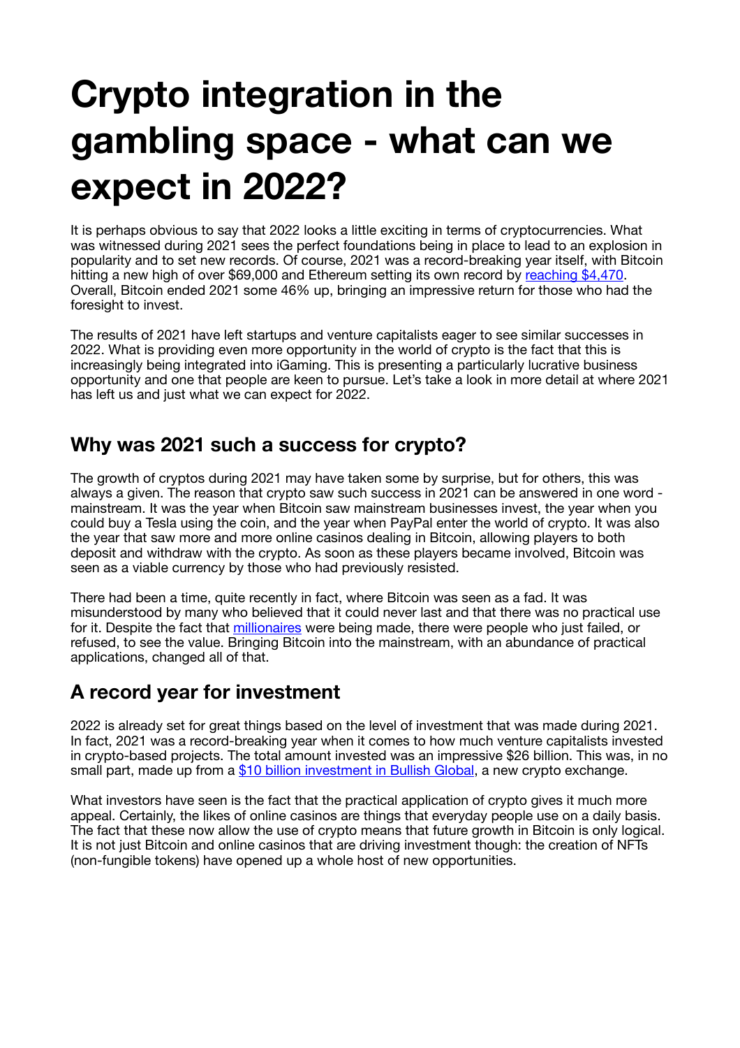# Crypto integration in the gambling space - what can we expect in 2022?

It is perhaps obvious to say that 2022 looks a little exciting in terms of cryptocurrencies. What was witnessed during 2021 sees the perfect foundations being in place to lead to an explosion in popularity and to set new records. Of course, 2021 was a record-breaking year itself, with Bitcoin hitting a new high of over $69,000 and Ethereum setting its own record by reaching $4,470. Overall, Bitcoin ended 2021 some 46% up, bringing an impressive return for those who had the foresight to invest.

The results of 2021 have left startups and venture capitalists eager to see similar successes in 2022. What is providing even more opportunity in the world of crypto is the fact that this is increasingly being integrated into iGaming. This is presenting a particularly lucrative business opportunity and one that people are keen to pursue. Let's take a look in more detail at where 2021 has left us and just what we can expect for 2022.

## Why was 2021 such a success for crypto?

The growth of cryptos during 2021 may have taken some by surprise, but for others, this was always a given. The reason that crypto saw such success in 2021 can be answered in one word - mainstream. It was the year when Bitcoin saw mainstream businesses invest, the year when you could buy a Tesla using the coin, and the year when PayPal enter the world of crypto. It was also the year that saw more and more online casinos dealing in Bitcoin, allowing players to both deposit and withdraw with the crypto. As soon as these players became involved, Bitcoin was seen as a viable currency by those who had previously resisted.

There had been a time, quite recently in fact, where Bitcoin was seen as a fad. It was misunderstood by many who believed that it could never last and that there was no practical use for it. Despite the fact that millionaires were being made, there were people who just failed, or refused, to see the value. Bringing Bitcoin into the mainstream, with an abundance of practical applications, changed all of that.

## A record year for investment

2022 is already set for great things based on the level of investment that was made during 2021. In fact, 2021 was a record-breaking year when it comes to how much venture capitalists invested in crypto-based projects. The total amount invested was an impressive $26 billion. This was, in no small part, made up from a $10 billion investment in Bullish Global, a new crypto exchange.

What investors have seen is the fact that the practical application of crypto gives it much more appeal. Certainly, the likes of online casinos are things that everyday people use on a daily basis. The fact that these now allow the use of crypto means that future growth in Bitcoin is only logical. It is not just Bitcoin and online casinos that are driving investment though: the creation of NFTs (non-fungible tokens) have opened up a whole host of new opportunities.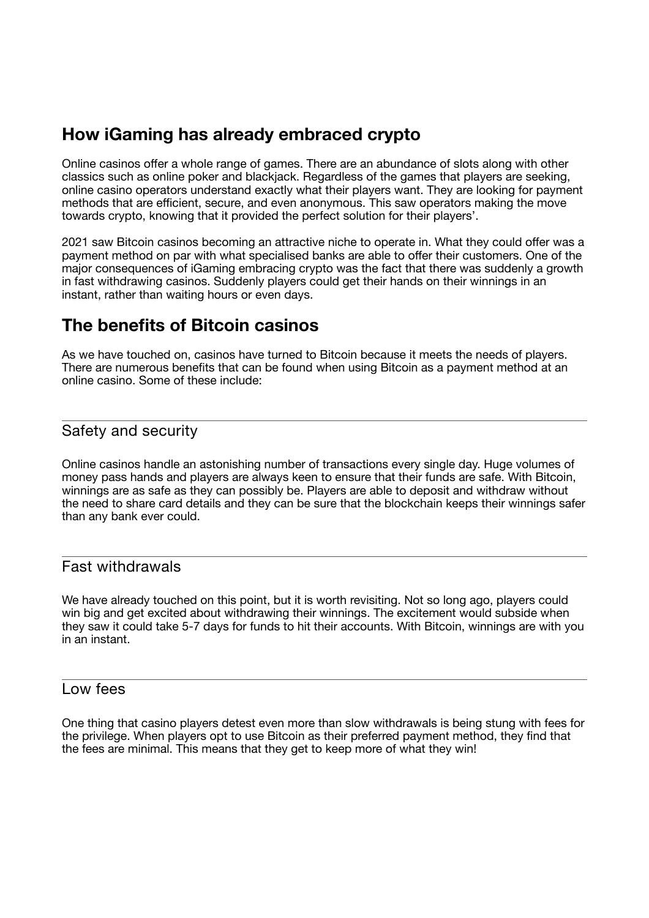## How iGaming has already embraced crypto

Online casinos offer a whole range of games. There are an abundance of slots along with other classics such as online poker and blackjack. Regardless of the games that players are seeking, online casino operators understand exactly what their players want. They are looking for payment methods that are efficient, secure, and even anonymous. This saw operators making the move towards crypto, knowing that it provided the perfect solution for their players'.

2021 saw Bitcoin casinos becoming an attractive niche to operate in. What they could offer was a payment method on par with what specialised banks are able to offer their customers. One of the major consequences of iGaming embracing crypto was the fact that there was suddenly a growth in fast withdrawing casinos. Suddenly players could get their hands on their winnings in an instant, rather than waiting hours or even days.

## The benefits of Bitcoin casinos

As we have touched on, casinos have turned to Bitcoin because it meets the needs of players. There are numerous benefits that can be found when using Bitcoin as a payment method at an online casino. Some of these include:

---

### Safety and security

Online casinos handle an astonishing number of transactions every single day. Huge volumes of money pass hands and players are always keen to ensure that their funds are safe. With Bitcoin, winnings are as safe as they can possibly be. Players are able to deposit and withdraw without the need to share card details and they can be sure that the blockchain keeps their winnings safer than any bank ever could.

---

### Fast withdrawals

We have already touched on this point, but it is worth revisiting. Not so long ago, players could win big and get excited about withdrawing their winnings. The excitement would subside when they saw it could take 5-7 days for funds to hit their accounts. With Bitcoin, winnings are with you in an instant.

---

### Low fees

One thing that casino players detest even more than slow withdrawals is being stung with fees for the privilege. When players opt to use Bitcoin as their preferred payment method, they find that the fees are minimal. This means that they get to keep more of what they win!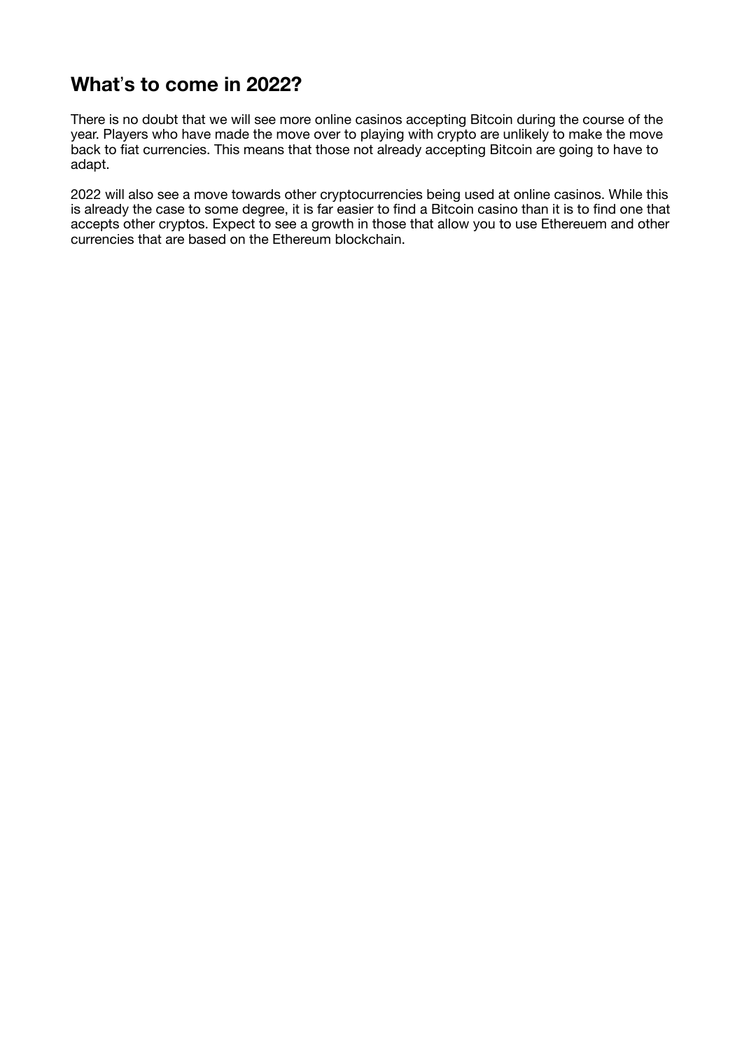## What's to come in 2022?

There is no doubt that we will see more online casinos accepting Bitcoin during the course of the year. Players who have made the move over to playing with crypto are unlikely to make the move back to fiat currencies. This means that those not already accepting Bitcoin are going to have to adapt.

2022 will also see a move towards other cryptocurrencies being used at online casinos. While this is already the case to some degree, it is far easier to find a Bitcoin casino than it is to find one that accepts other cryptos. Expect to see a growth in those that allow you to use Ethereuem and other currencies that are based on the Ethereum blockchain.